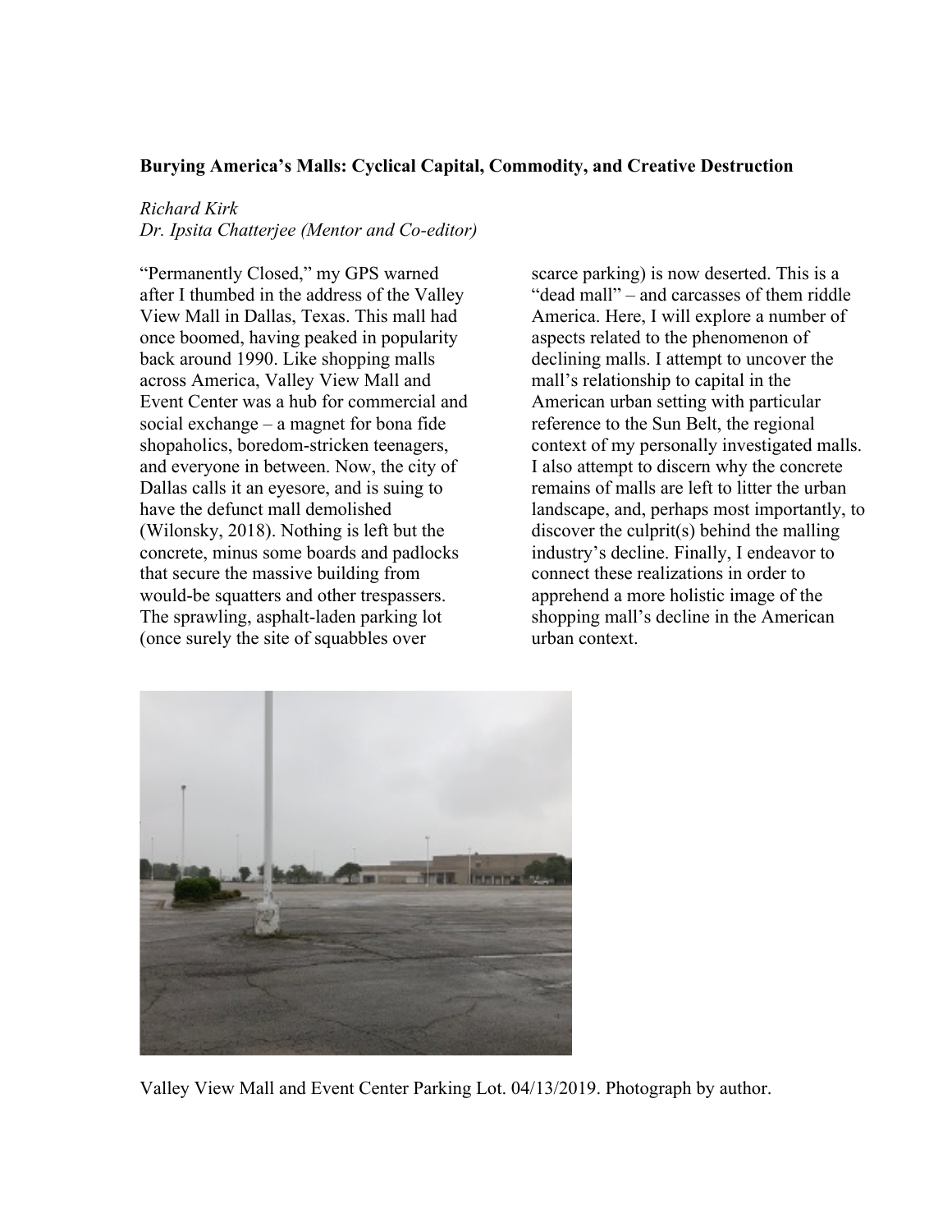**Burying America's Malls: Cyclical Capital, Commodity, and Creative Destruction**

*Richard Kirk*
*Dr. Ipsita Chatterjee (Mentor and Co-editor)*

"Permanently Closed," my GPS warned after I thumbed in the address of the Valley View Mall in Dallas, Texas. This mall had once boomed, having peaked in popularity back around 1990. Like shopping malls across America, Valley View Mall and Event Center was a hub for commercial and social exchange – a magnet for bona fide shopaholics, boredom-stricken teenagers, and everyone in between. Now, the city of Dallas calls it an eyesore, and is suing to have the defunct mall demolished (Wilonsky, 2018). Nothing is left but the concrete, minus some boards and padlocks that secure the massive building from would-be squatters and other trespassers. The sprawling, asphalt-laden parking lot (once surely the site of squabbles over scarce parking) is now deserted. This is a "dead mall" – and carcasses of them riddle America. Here, I will explore a number of aspects related to the phenomenon of declining malls. I attempt to uncover the mall's relationship to capital in the American urban setting with particular reference to the Sun Belt, the regional context of my personally investigated malls. I also attempt to discern why the concrete remains of malls are left to litter the urban landscape, and, perhaps most importantly, to discover the culprit(s) behind the malling industry's decline. Finally, I endeavor to connect these realizations in order to apprehend a more holistic image of the shopping mall's decline in the American urban context.

Valley View Mall and Event Center Parking Lot. 04/13/2019. Photograph by author.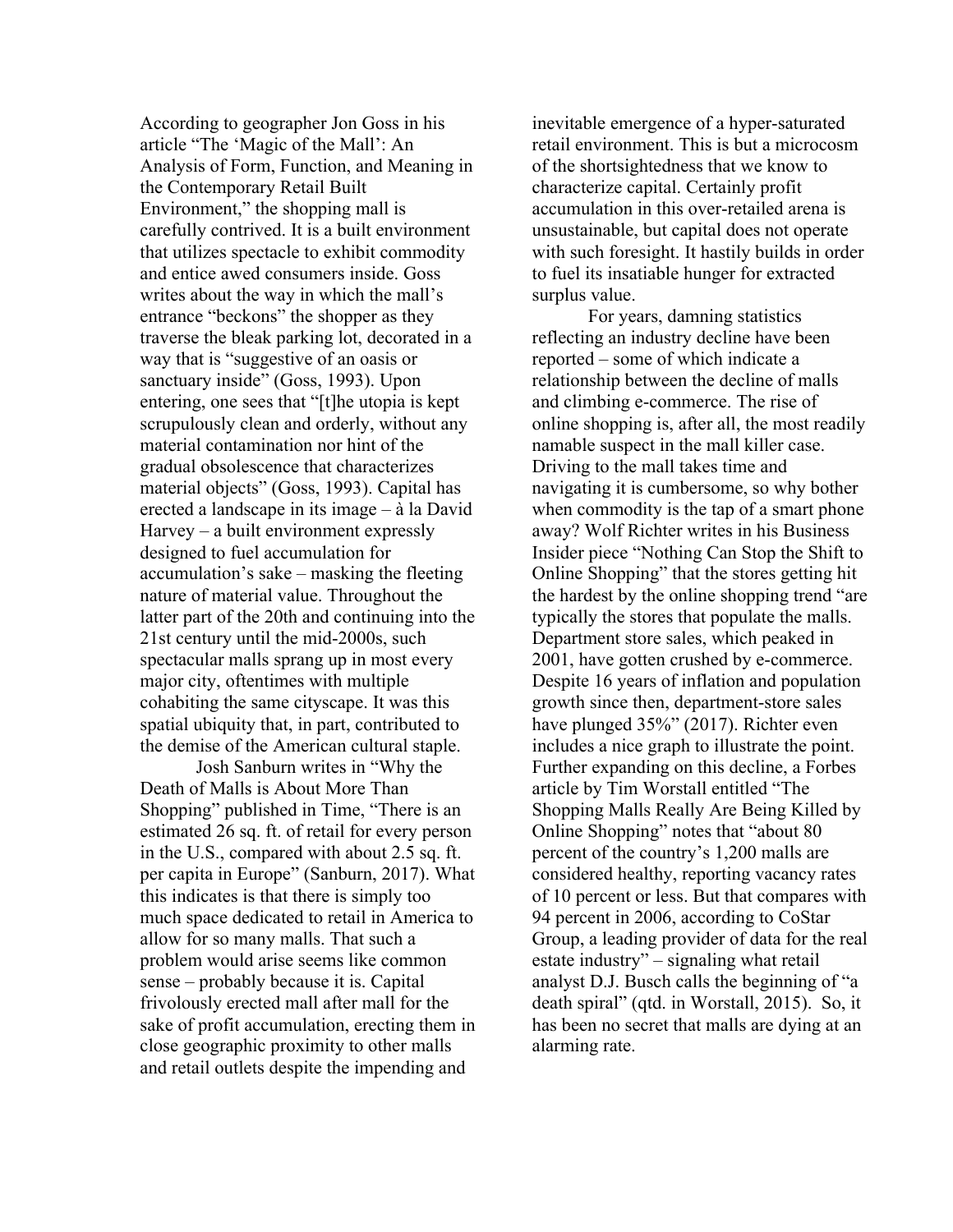According to geographer Jon Goss in his article "The 'Magic of the Mall': An Analysis of Form, Function, and Meaning in the Contemporary Retail Built Environment," the shopping mall is carefully contrived. It is a built environment that utilizes spectacle to exhibit commodity and entice awed consumers inside. Goss writes about the way in which the mall's entrance "beckons" the shopper as they traverse the bleak parking lot, decorated in a way that is "suggestive of an oasis or sanctuary inside" (Goss, 1993). Upon entering, one sees that "[t]he utopia is kept scrupulously clean and orderly, without any material contamination nor hint of the gradual obsolescence that characterizes material objects" (Goss, 1993). Capital has erected a landscape in its image – à la David Harvey – a built environment expressly designed to fuel accumulation for accumulation's sake – masking the fleeting nature of material value. Throughout the latter part of the 20th and continuing into the 21st century until the mid-2000s, such spectacular malls sprang up in most every major city, oftentimes with multiple cohabiting the same cityscape. It was this spatial ubiquity that, in part, contributed to the demise of the American cultural staple.

Josh Sanburn writes in "Why the Death of Malls is About More Than Shopping" published in Time, "There is an estimated 26 sq. ft. of retail for every person in the U.S., compared with about 2.5 sq. ft. per capita in Europe" (Sanburn, 2017). What this indicates is that there is simply too much space dedicated to retail in America to allow for so many malls. That such a problem would arise seems like common sense – probably because it is. Capital frivolously erected mall after mall for the sake of profit accumulation, erecting them in close geographic proximity to other malls and retail outlets despite the impending and inevitable emergence of a hyper-saturated retail environment. This is but a microcosm of the shortsightedness that we know to characterize capital. Certainly profit accumulation in this over-retailed arena is unsustainable, but capital does not operate with such foresight. It hastily builds in order to fuel its insatiable hunger for extracted surplus value.

For years, damning statistics reflecting an industry decline have been reported – some of which indicate a relationship between the decline of malls and climbing e-commerce. The rise of online shopping is, after all, the most readily namable suspect in the mall killer case. Driving to the mall takes time and navigating it is cumbersome, so why bother when commodity is the tap of a smart phone away? Wolf Richter writes in his Business Insider piece "Nothing Can Stop the Shift to Online Shopping" that the stores getting hit the hardest by the online shopping trend "are typically the stores that populate the malls. Department store sales, which peaked in 2001, have gotten crushed by e-commerce. Despite 16 years of inflation and population growth since then, department-store sales have plunged 35%" (2017). Richter even includes a nice graph to illustrate the point. Further expanding on this decline, a Forbes article by Tim Worstall entitled "The Shopping Malls Really Are Being Killed by Online Shopping" notes that "about 80 percent of the country's 1,200 malls are considered healthy, reporting vacancy rates of 10 percent or less. But that compares with 94 percent in 2006, according to CoStar Group, a leading provider of data for the real estate industry" – signaling what retail analyst D.J. Busch calls the beginning of "a death spiral" (qtd. in Worstall, 2015). So, it has been no secret that malls are dying at an alarming rate.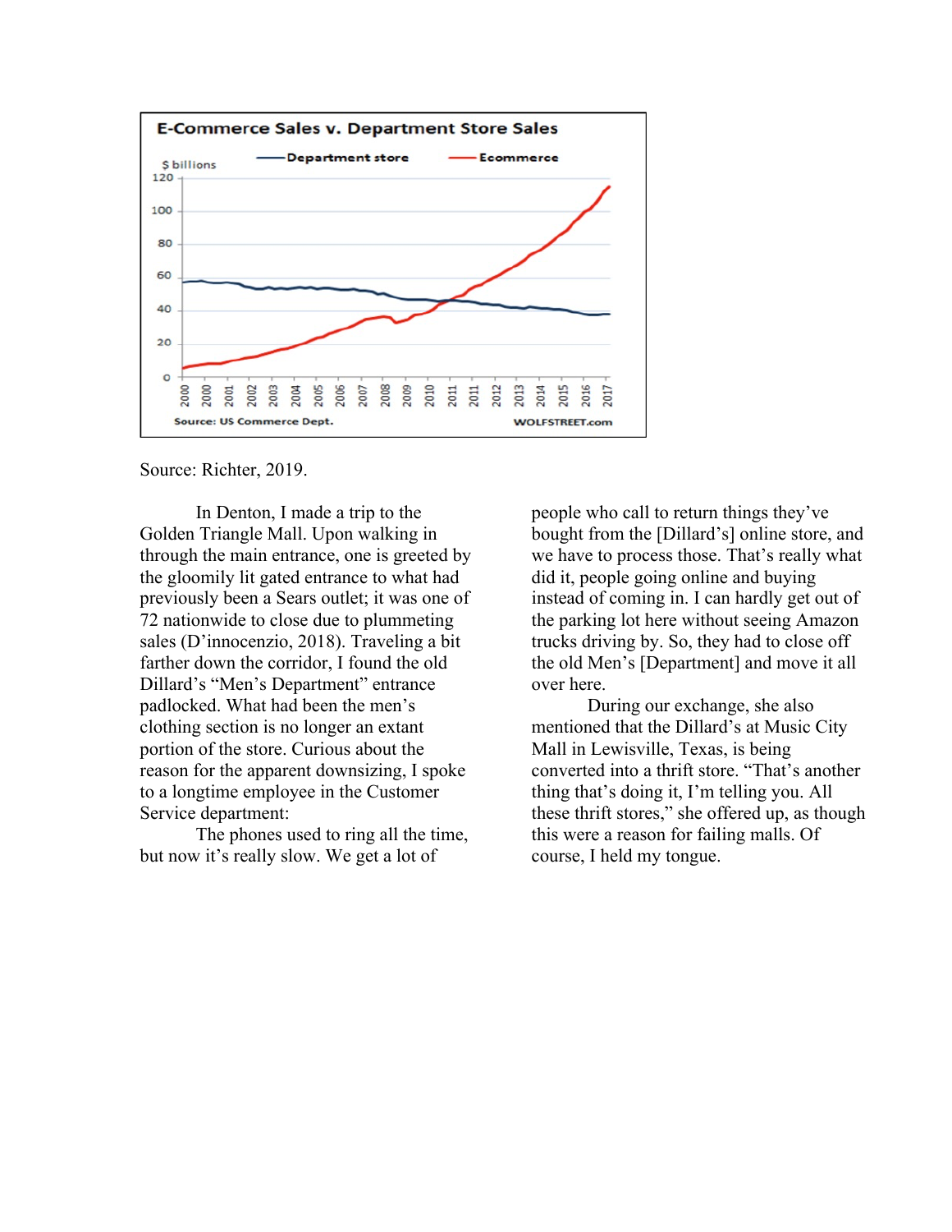E-Commerce Sales v. Department Store Sales

$ billions

Department store

Ecommerce

120
100
80
60
40
20
0

2000 2000 2001 2002 2003 2004 2005 2006 2007 2008 2009 2010 2011 2011 2012 2013 2014 2015 2016 2017

Source: US Commerce Dept.

WOLFSTREET.com

Source: Richter, 2019.

In Denton, I made a trip to the Golden Triangle Mall. Upon walking in through the main entrance, one is greeted by the gloomily lit gated entrance to what had previously been a Sears outlet; it was one of 72 nationwide to close due to plummeting sales (D'innocenzio, 2018). Traveling a bit farther down the corridor, I found the old Dillard's "Men's Department" entrance padlocked. What had been the men's clothing section is no longer an extant portion of the store. Curious about the reason for the apparent downsizing, I spoke to a longtime employee in the Customer Service department:

The phones used to ring all the time, but now it's really slow. We get a lot of people who call to return things they've bought from the [Dillard's] online store, and we have to process those. That's really what did it, people going online and buying instead of coming in. I can hardly get out of the parking lot here without seeing Amazon trucks driving by. So, they had to close off the old Men's [Department] and move it all over here.

During our exchange, she also mentioned that the Dillard's at Music City Mall in Lewisville, Texas, is being converted into a thrift store. "That's another thing that's doing it, I'm telling you. All these thrift stores," she offered up, as though this were a reason for failing malls. Of course, I held my tongue.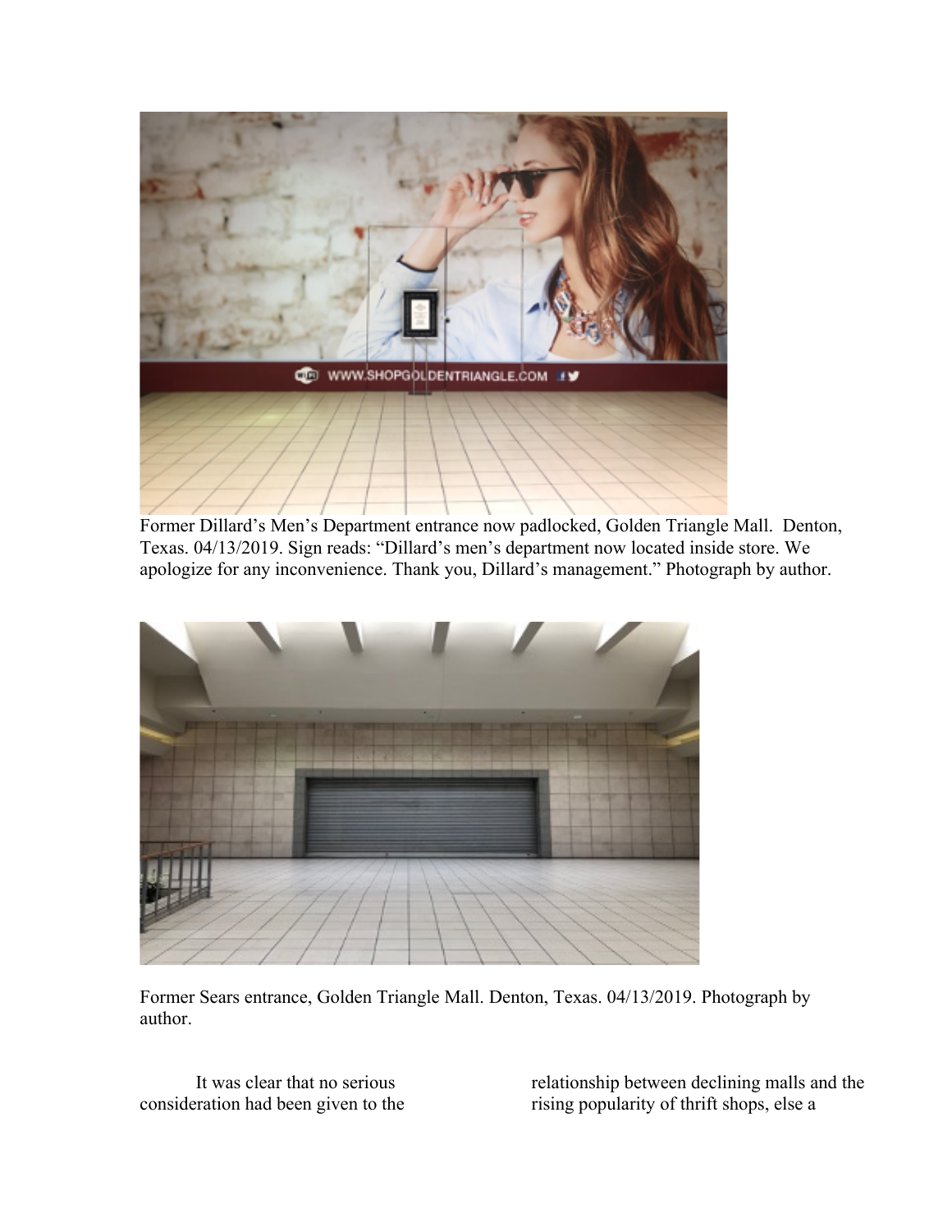Former Dillard's Men's Department entrance now padlocked, Golden Triangle Mall. Denton, Texas. 04/13/2019. Sign reads: "Dillard's men's department now located inside store. We apologize for any inconvenience. Thank you, Dillard's management." Photograph by author.

Former Sears entrance, Golden Triangle Mall. Denton, Texas. 04/13/2019. Photograph by author.

It was clear that no serious consideration had been given to the relationship between declining malls and the rising popularity of thrift shops, else a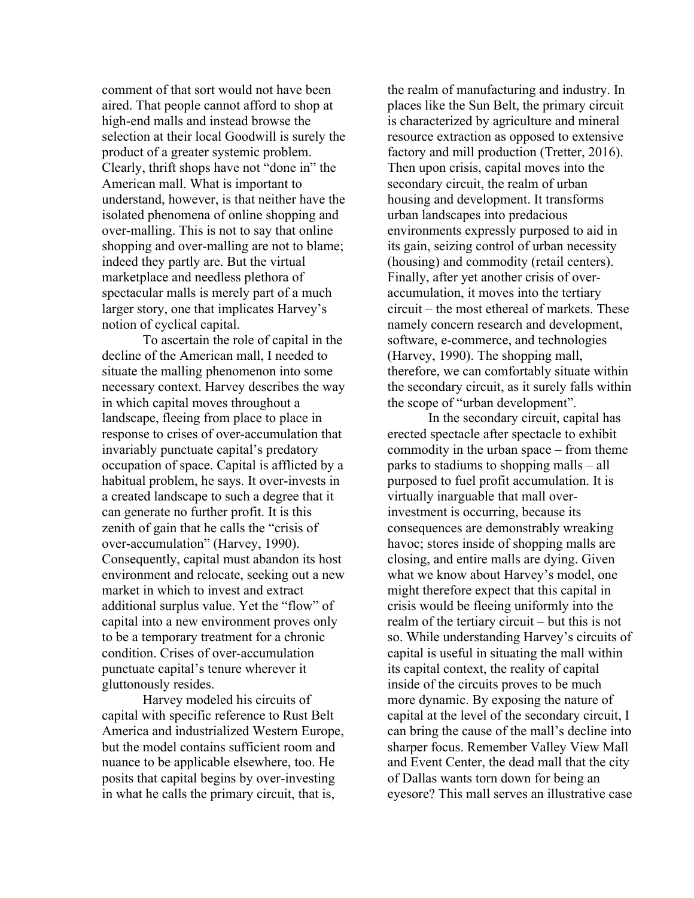comment of that sort would not have been aired. That people cannot afford to shop at high-end malls and instead browse the selection at their local Goodwill is surely the product of a greater systemic problem. Clearly, thrift shops have not "done in" the American mall. What is important to understand, however, is that neither have the isolated phenomena of online shopping and over-malling. This is not to say that online shopping and over-malling are not to blame; indeed they partly are. But the virtual marketplace and needless plethora of spectacular malls is merely part of a much larger story, one that implicates Harvey's notion of cyclical capital.

To ascertain the role of capital in the decline of the American mall, I needed to situate the malling phenomenon into some necessary context. Harvey describes the way in which capital moves throughout a landscape, fleeing from place to place in response to crises of over-accumulation that invariably punctuate capital's predatory occupation of space. Capital is afflicted by a habitual problem, he says. It over-invests in a created landscape to such a degree that it can generate no further profit. It is this zenith of gain that he calls the "crisis of over-accumulation" (Harvey, 1990). Consequently, capital must abandon its host environment and relocate, seeking out a new market in which to invest and extract additional surplus value. Yet the "flow" of capital into a new environment proves only to be a temporary treatment for a chronic condition. Crises of over-accumulation punctuate capital's tenure wherever it gluttonously resides.

Harvey modeled his circuits of capital with specific reference to Rust Belt America and industrialized Western Europe, but the model contains sufficient room and nuance to be applicable elsewhere, too. He posits that capital begins by over-investing in what he calls the primary circuit, that is, the realm of manufacturing and industry. In places like the Sun Belt, the primary circuit is characterized by agriculture and mineral resource extraction as opposed to extensive factory and mill production (Tretter, 2016). Then upon crisis, capital moves into the secondary circuit, the realm of urban housing and development. It transforms urban landscapes into predacious environments expressly purposed to aid in its gain, seizing control of urban necessity (housing) and commodity (retail centers). Finally, after yet another crisis of over-accumulation, it moves into the tertiary circuit – the most ethereal of markets. These namely concern research and development, software, e-commerce, and technologies (Harvey, 1990). The shopping mall, therefore, we can comfortably situate within the secondary circuit, as it surely falls within the scope of "urban development".

In the secondary circuit, capital has erected spectacle after spectacle to exhibit commodity in the urban space – from theme parks to stadiums to shopping malls – all purposed to fuel profit accumulation. It is virtually inarguable that mall over-investment is occurring, because its consequences are demonstrably wreaking havoc; stores inside of shopping malls are closing, and entire malls are dying. Given what we know about Harvey's model, one might therefore expect that this capital in crisis would be fleeing uniformly into the realm of the tertiary circuit – but this is not so. While understanding Harvey's circuits of capital is useful in situating the mall within its capital context, the reality of capital inside of the circuits proves to be much more dynamic. By exposing the nature of capital at the level of the secondary circuit, I can bring the cause of the mall's decline into sharper focus. Remember Valley View Mall and Event Center, the dead mall that the city of Dallas wants torn down for being an eyesore? This mall serves an illustrative case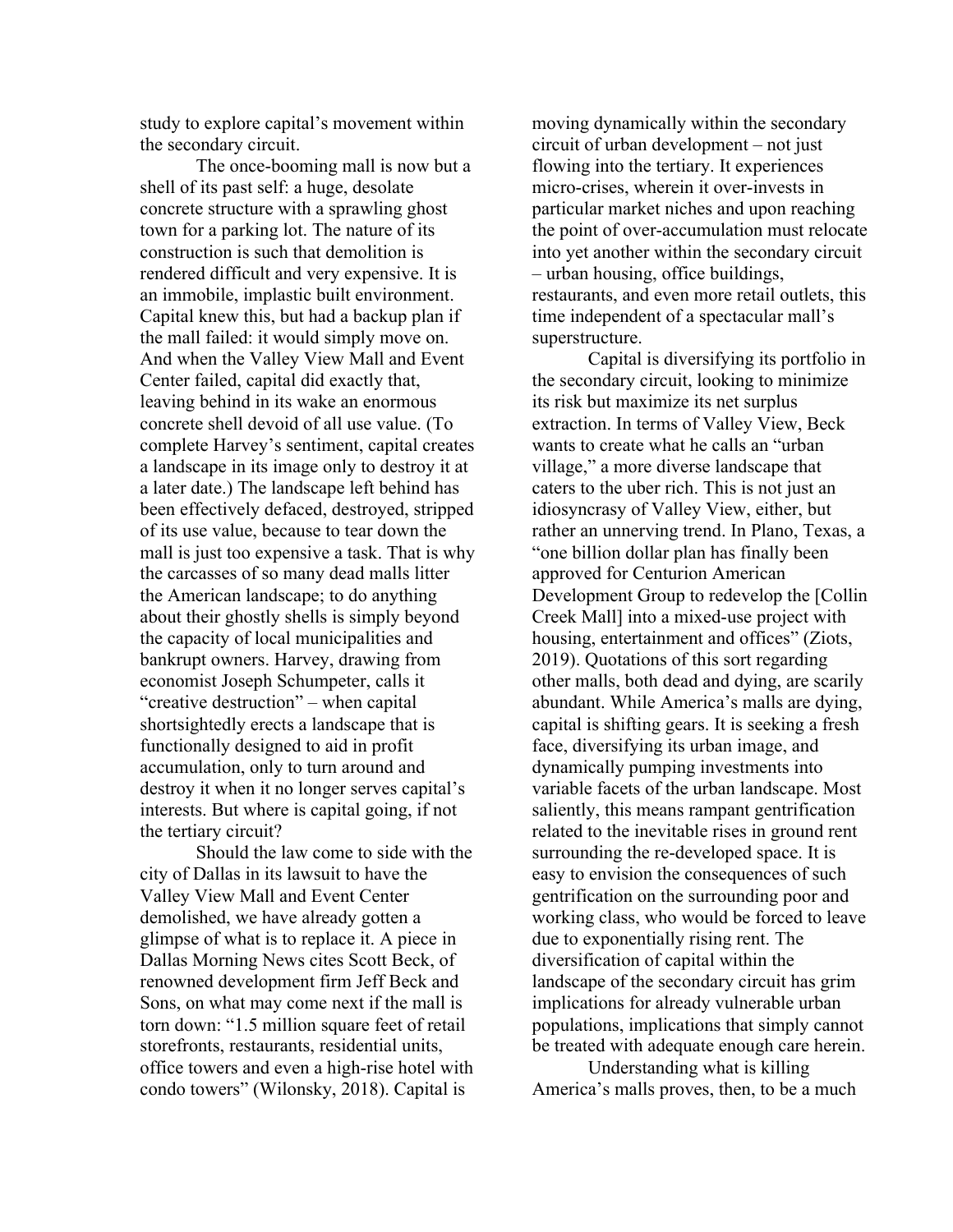study to explore capital's movement within the secondary circuit.

The once-booming mall is now but a shell of its past self: a huge, desolate concrete structure with a sprawling ghost town for a parking lot. The nature of its construction is such that demolition is rendered difficult and very expensive. It is an immobile, implastic built environment. Capital knew this, but had a backup plan if the mall failed: it would simply move on. And when the Valley View Mall and Event Center failed, capital did exactly that, leaving behind in its wake an enormous concrete shell devoid of all use value. (To complete Harvey's sentiment, capital creates a landscape in its image only to destroy it at a later date.) The landscape left behind has been effectively defaced, destroyed, stripped of its use value, because to tear down the mall is just too expensive a task. That is why the carcasses of so many dead malls litter the American landscape; to do anything about their ghostly shells is simply beyond the capacity of local municipalities and bankrupt owners. Harvey, drawing from economist Joseph Schumpeter, calls it "creative destruction" – when capital shortsightedly erects a landscape that is functionally designed to aid in profit accumulation, only to turn around and destroy it when it no longer serves capital's interests. But where is capital going, if not the tertiary circuit?

Should the law come to side with the city of Dallas in its lawsuit to have the Valley View Mall and Event Center demolished, we have already gotten a glimpse of what is to replace it. A piece in Dallas Morning News cites Scott Beck, of renowned development firm Jeff Beck and Sons, on what may come next if the mall is torn down: "1.5 million square feet of retail storefronts, restaurants, residential units, office towers and even a high-rise hotel with condo towers" (Wilonsky, 2018). Capital is moving dynamically within the secondary circuit of urban development – not just flowing into the tertiary. It experiences micro-crises, wherein it over-invests in particular market niches and upon reaching the point of over-accumulation must relocate into yet another within the secondary circuit – urban housing, office buildings, restaurants, and even more retail outlets, this time independent of a spectacular mall's superstructure.

Capital is diversifying its portfolio in the secondary circuit, looking to minimize its risk but maximize its net surplus extraction. In terms of Valley View, Beck wants to create what he calls an "urban village," a more diverse landscape that caters to the uber rich. This is not just an idiosyncrasy of Valley View, either, but rather an unnerving trend. In Plano, Texas, a "one billion dollar plan has finally been approved for Centurion American Development Group to redevelop the [Collin Creek Mall] into a mixed-use project with housing, entertainment and offices" (Ziots, 2019). Quotations of this sort regarding other malls, both dead and dying, are scarily abundant. While America's malls are dying, capital is shifting gears. It is seeking a fresh face, diversifying its urban image, and dynamically pumping investments into variable facets of the urban landscape. Most saliently, this means rampant gentrification related to the inevitable rises in ground rent surrounding the re-developed space. It is easy to envision the consequences of such gentrification on the surrounding poor and working class, who would be forced to leave due to exponentially rising rent. The diversification of capital within the landscape of the secondary circuit has grim implications for already vulnerable urban populations, implications that simply cannot be treated with adequate enough care herein.

Understanding what is killing America's malls proves, then, to be a much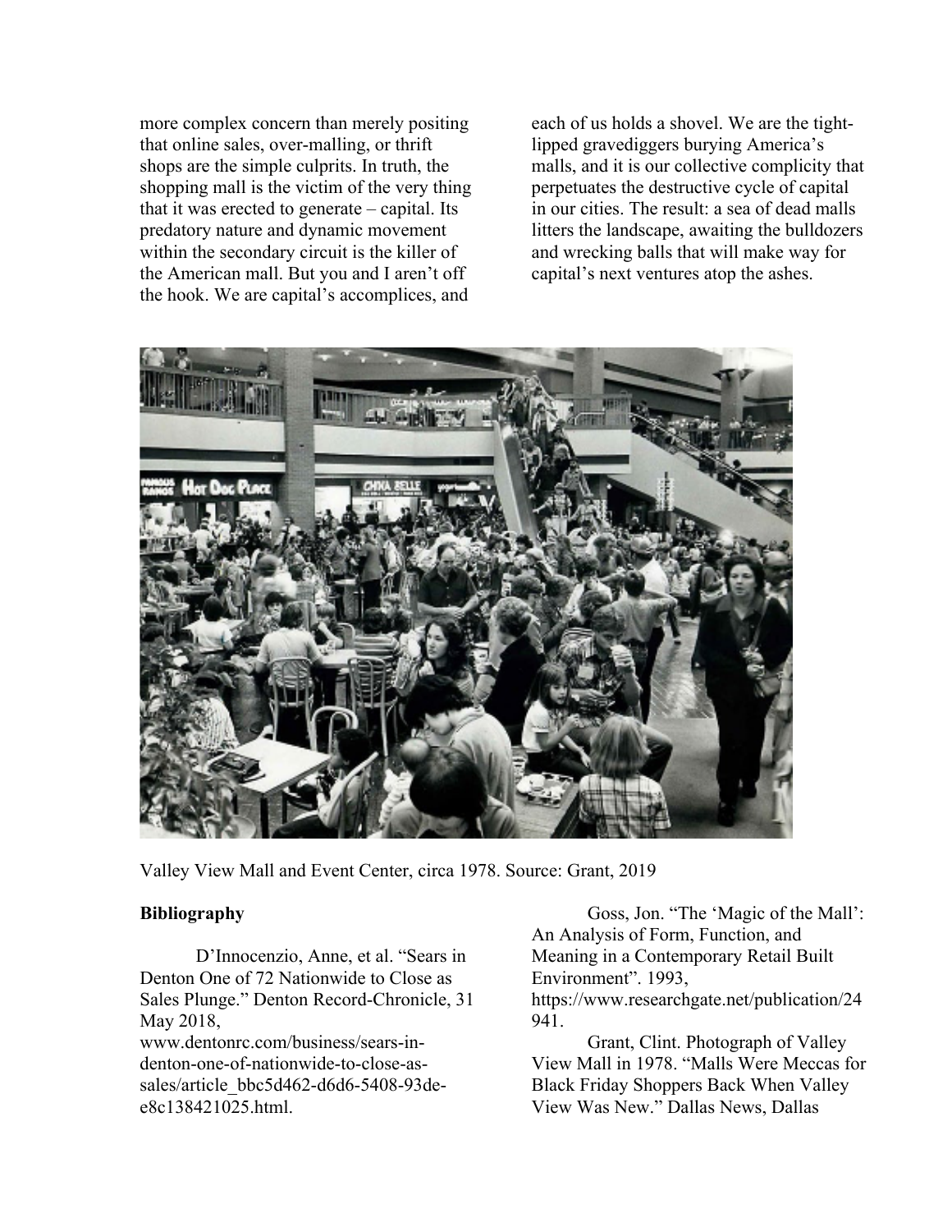more complex concern than merely positing that online sales, over-malling, or thrift shops are the simple culprits. In truth, the shopping mall is the victim of the very thing that it was erected to generate – capital. Its predatory nature and dynamic movement within the secondary circuit is the killer of the American mall. But you and I aren't off the hook. We are capital's accomplices, and each of us holds a shovel. We are the tight-lipped gravediggers burying America's malls, and it is our collective complicity that perpetuates the destructive cycle of capital in our cities. The result: a sea of dead malls litters the landscape, awaiting the bulldozers and wrecking balls that will make way for capital's next ventures atop the ashes.

Valley View Mall and Event Center, circa 1978. Source: Grant, 2019

**Bibliography**

D'Innocenzio, Anne, et al. "Sears in Denton One of 72 Nationwide to Close as Sales Plunge." Denton Record-Chronicle, 31 May 2018, www.dentonrc.com/business/sears-in-denton-one-of-nationwide-to-close-as-sales/article_bbc5d462-d6d6-5408-93de-e8c138421025.html.

Goss, Jon. "The 'Magic of the Mall': An Analysis of Form, Function, and Meaning in a Contemporary Retail Built Environment". 1993, https://www.researchgate.net/publication/24941.

Grant, Clint. Photograph of Valley View Mall in 1978. "Malls Were Meccas for Black Friday Shoppers Back When Valley View Was New." Dallas News, Dallas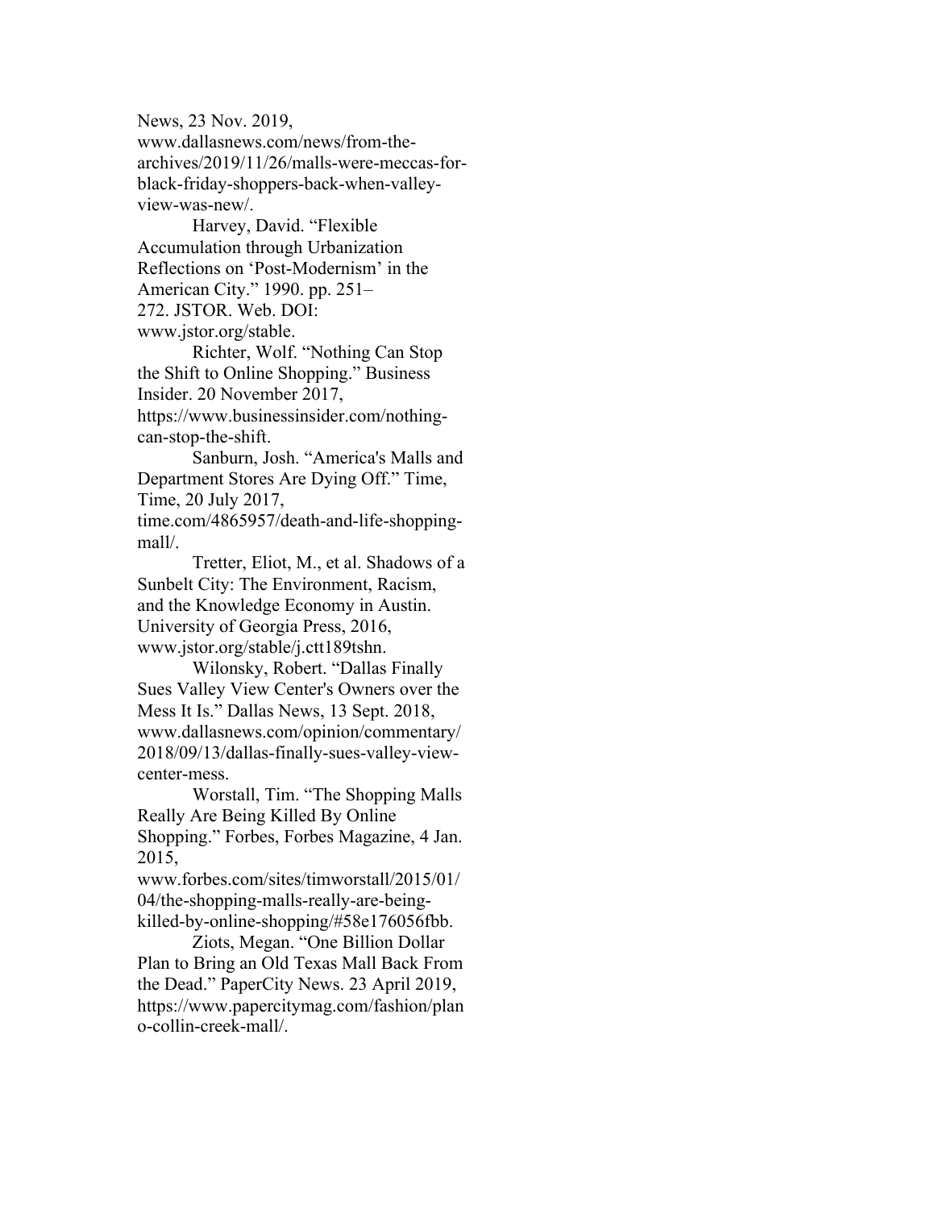News, 23 Nov. 2019, www.dallasnews.com/news/from-the-archives/2019/11/26/malls-were-meccas-for-black-friday-shoppers-back-when-valley-view-was-new/.

Harvey, David. "Flexible Accumulation through Urbanization Reflections on 'Post-Modernism' in the American City." 1990. pp. 251–272. JSTOR. Web. DOI: www.jstor.org/stable.

Richter, Wolf. "Nothing Can Stop the Shift to Online Shopping." Business Insider. 20 November 2017, https://www.businessinsider.com/nothing-can-stop-the-shift.

Sanburn, Josh. "America's Malls and Department Stores Are Dying Off." Time, Time, 20 July 2017, time.com/4865957/death-and-life-shopping-mall/.

Tretter, Eliot, M., et al. Shadows of a Sunbelt City: The Environment, Racism, and the Knowledge Economy in Austin. University of Georgia Press, 2016, www.jstor.org/stable/j.ctt189tshn.

Wilonsky, Robert. "Dallas Finally Sues Valley View Center's Owners over the Mess It Is." Dallas News, 13 Sept. 2018, www.dallasnews.com/opinion/commentary/2018/09/13/dallas-finally-sues-valley-view-center-mess.

Worstall, Tim. "The Shopping Malls Really Are Being Killed By Online Shopping." Forbes, Forbes Magazine, 4 Jan. 2015, www.forbes.com/sites/timworstall/2015/01/04/the-shopping-malls-really-are-being-killed-by-online-shopping/#58e176056fbb.

Ziots, Megan. "One Billion Dollar Plan to Bring an Old Texas Mall Back From the Dead." PaperCity News. 23 April 2019, https://www.papercitymag.com/fashion/plano-collin-creek-mall/.